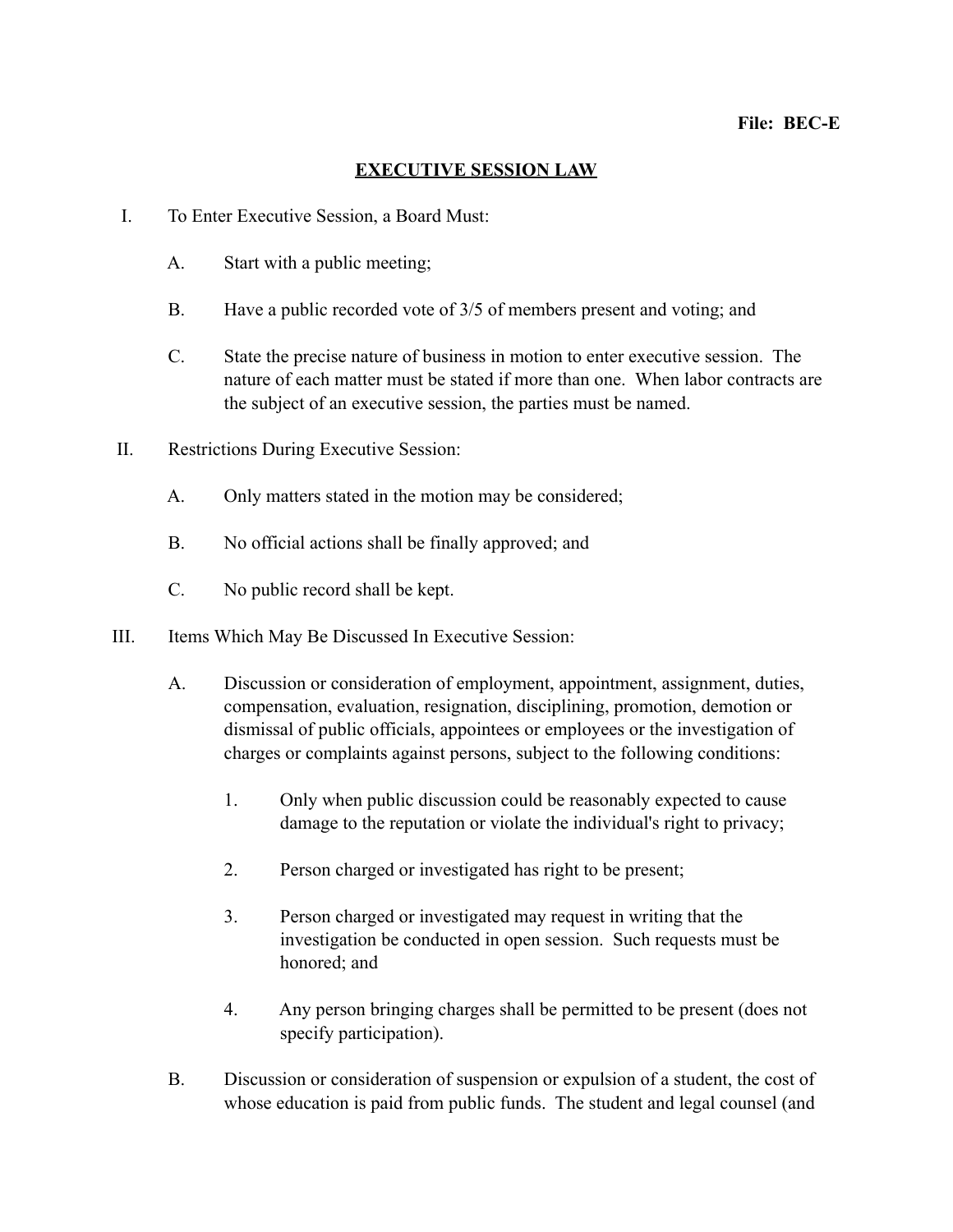**File: BEC-E**

# EXECUTIVE SESSION LAW

I. To Enter Executive Session, a Board Must:

   A. Start with a public meeting;

   B. Have a public recorded vote of 3/5 of members present and voting; and

   C. State the precise nature of business in motion to enter executive session. The nature of each matter must be stated if more than one. When labor contracts are the subject of an executive session, the parties must be named.

II. Restrictions During Executive Session:

   A. Only matters stated in the motion may be considered;

   B. No official actions shall be finally approved; and

   C. No public record shall be kept.

III. Items Which May Be Discussed In Executive Session:

   A. Discussion or consideration of employment, appointment, assignment, duties, compensation, evaluation, resignation, disciplining, promotion, demotion or dismissal of public officials, appointees or employees or the investigation of charges or complaints against persons, subject to the following conditions:

      1. Only when public discussion could be reasonably expected to cause damage to the reputation or violate the individual's right to privacy;

      2. Person charged or investigated has right to be present;

      3. Person charged or investigated may request in writing that the investigation be conducted in open session. Such requests must be honored; and

      4. Any person bringing charges shall be permitted to be present (does not specify participation).

   B. Discussion or consideration of suspension or expulsion of a student, the cost of whose education is paid from public funds. The student and legal counsel (and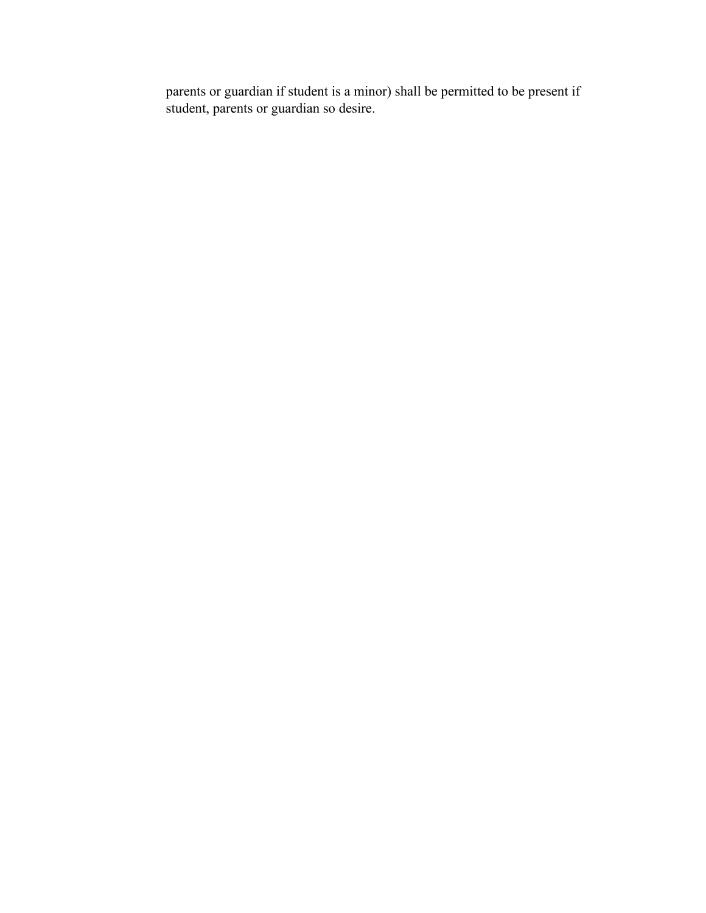parents or guardian if student is a minor) shall be permitted to be present if student, parents or guardian so desire.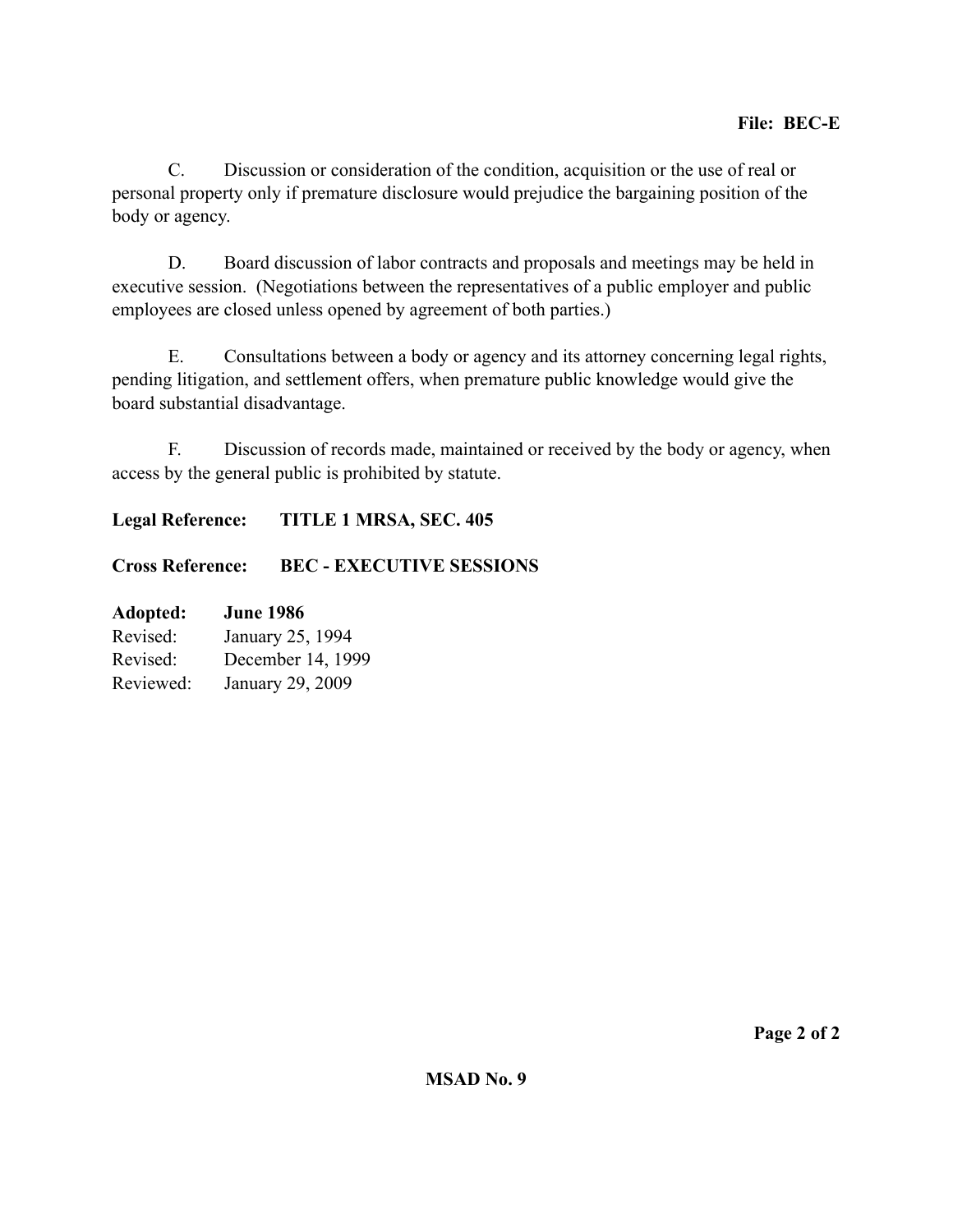C. Discussion or consideration of the condition, acquisition or the use of real or personal property only if premature disclosure would prejudice the bargaining position of the body or agency.

D. Board discussion of labor contracts and proposals and meetings may be held in executive session. (Negotiations between the representatives of a public employer and public employees are closed unless opened by agreement of both parties.)

E. Consultations between a body or agency and its attorney concerning legal rights, pending litigation, and settlement offers, when premature public knowledge would give the board substantial disadvantage.

F. Discussion of records made, maintained or received by the body or agency, when access by the general public is prohibited by statute.

**Legal Reference:** **TITLE 1 MRSA, SEC. 405**

**Cross Reference:** **BEC - EXECUTIVE SESSIONS**

**Adopted:** **June 1986**
Revised: January 25, 1994
Revised: December 14, 1999
Reviewed: January 29, 2009